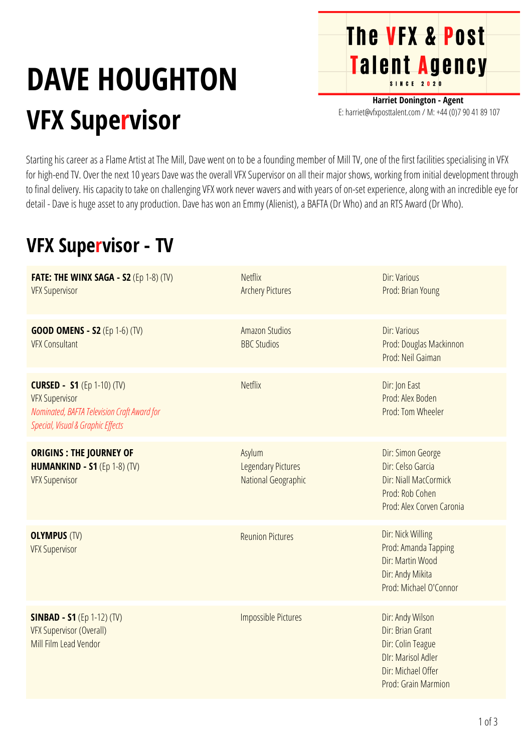# DAVE HOUGHTON

## VFX Supervisor

The VFX & Post Talent Agency
SINCE 2020

**Harriet Donington - Agent**
E: harriet@vfxposttalent.com / M: +44 (0)7 90 41 89 107

Starting his career as a Flame Artist at The Mill, Dave went on to be a founding member of Mill TV, one of the first facilities specialising in VFX for high-end TV. Over the next 10 years Dave was the overall VFX Supervisor on all their major shows, working from initial development through to final delivery. His capacity to take on challenging VFX work never wavers and with years of on-set experience, along with an incredible eye for detail - Dave is huge asset to any production. Dave has won an Emmy (Alienist), a BAFTA (Dr Who) and an RTS Award (Dr Who).

## VFX Supervisor - TV

| | | |
|---|---|---|
| **FATE: THE WINX SAGA - S2** (Ep 1-8) (TV)<br>VFX Supervisor | Netflix<br>Archery Pictures | Dir: Various<br>Prod: Brian Young |
| **GOOD OMENS - S2** (Ep 1-6) (TV)<br>VFX Consultant | Amazon Studios<br>BBC Studios | Dir: Various<br>Prod: Douglas Mackinnon<br>Prod: Neil Gaiman |
| **CURSED - S1** (Ep 1-10) (TV)<br>VFX Supervisor<br>*Nominated, BAFTA Television Craft Award for Special, Visual & Graphic Effects* | Netflix | Dir: Jon East<br>Prod: Alex Boden<br>Prod: Tom Wheeler |
| **ORIGINS : THE JOURNEY OF HUMANKIND - S1** (Ep 1-8) (TV)<br>VFX Supervisor | Asylum<br>Legendary Pictures<br>National Geographic | Dir: Simon George<br>Dir: Celso Garcia<br>Dir: Niall MacCormick<br>Prod: Rob Cohen<br>Prod: Alex Corven Caronia |
| **OLYMPUS** (TV)<br>VFX Supervisor | Reunion Pictures | Dir: Nick Willing<br>Prod: Amanda Tapping<br>Dir: Martin Wood<br>Dir: Andy Mikita<br>Prod: Michael O'Connor |
| **SINBAD - S1** (Ep 1-12) (TV)<br>VFX Supervisor (Overall)<br>Mill Film Lead Vendor | Impossible Pictures | Dir: Andy Wilson<br>Dir: Brian Grant<br>Dir: Colin Teague<br>DIr: Marisol Adler<br>Dir: Michael Offer<br>Prod: Grain Marmion |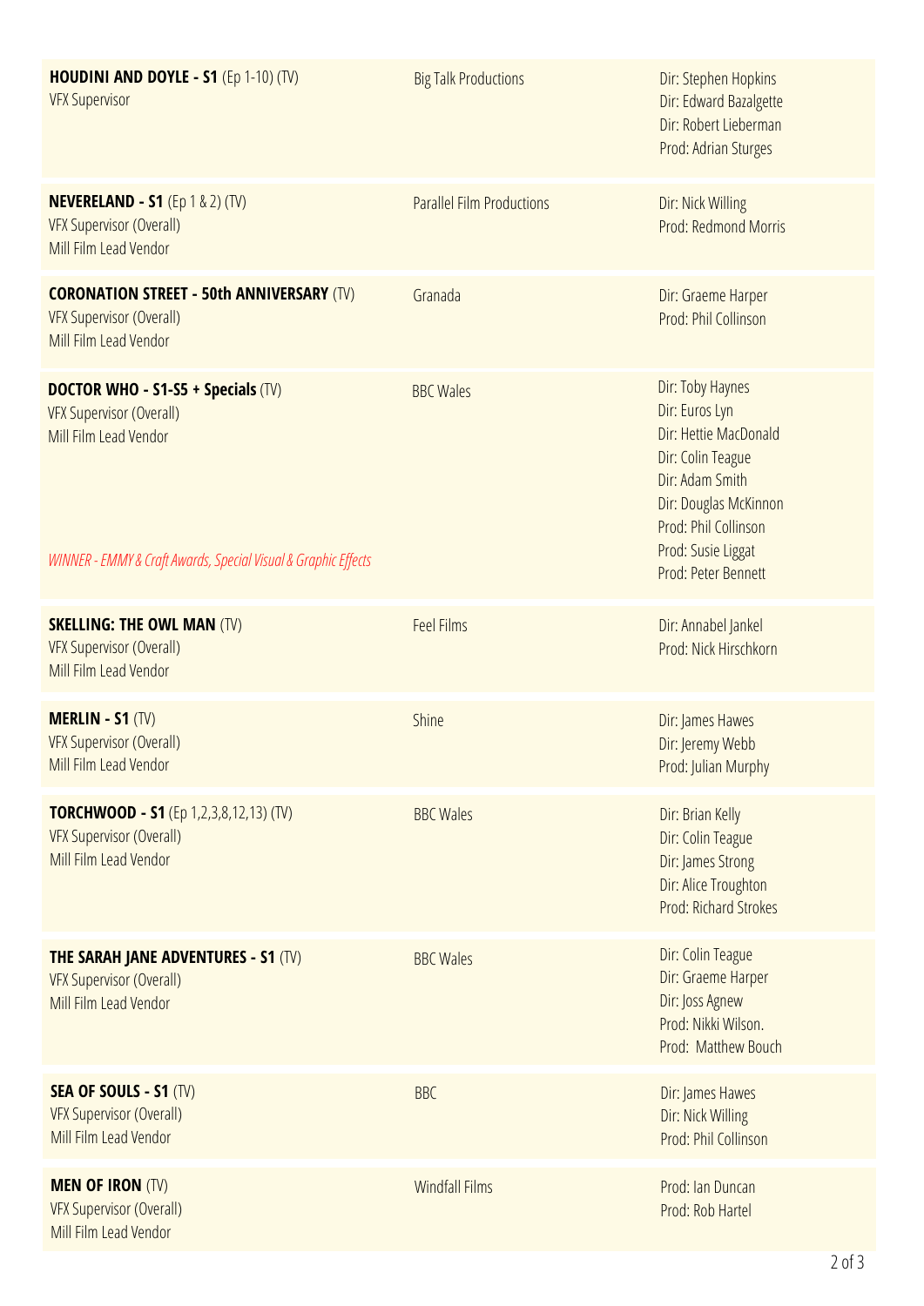| Production | Company | Directors / Producers |
| --- | --- | --- |
| **HOUDINI AND DOYLE - S1** (Ep 1-10) (TV)<br>VFX Supervisor | Big Talk Productions | Dir: Stephen Hopkins<br>Dir: Edward Bazalgette<br>Dir: Robert Lieberman<br>Prod: Adrian Sturges |
| **NEVERELAND - S1** (Ep 1 & 2) (TV)<br>VFX Supervisor (Overall)<br>Mill Film Lead Vendor | Parallel Film Productions | Dir: Nick Willing<br>Prod: Redmond Morris |
| **CORONATION STREET - 50th ANNIVERSARY** (TV)<br>VFX Supervisor (Overall)<br>Mill Film Lead Vendor | Granada | Dir: Graeme Harper<br>Prod: Phil Collinson |
| **DOCTOR WHO - S1-S5 + Specials** (TV)<br>VFX Supervisor (Overall)<br>Mill Film Lead Vendor<br>*WINNER - EMMY & Craft Awards, Special Visual & Graphic Effects* | BBC Wales | Dir: Toby Haynes<br>Dir: Euros Lyn<br>Dir: Hettie MacDonald<br>Dir: Colin Teague<br>Dir: Adam Smith<br>Dir: Douglas McKinnon<br>Prod: Phil Collinson<br>Prod: Susie Liggat<br>Prod: Peter Bennett |
| **SKELLING: THE OWL MAN** (TV)<br>VFX Supervisor (Overall)<br>Mill Film Lead Vendor | Feel Films | Dir: Annabel Jankel<br>Prod: Nick Hirschkorn |
| **MERLIN - S1** (TV)<br>VFX Supervisor (Overall)<br>Mill Film Lead Vendor | Shine | Dir: James Hawes<br>Dir: Jeremy Webb<br>Prod: Julian Murphy |
| **TORCHWOOD - S1** (Ep 1,2,3,8,12,13) (TV)<br>VFX Supervisor (Overall)<br>Mill Film Lead Vendor | BBC Wales | Dir: Brian Kelly<br>Dir: Colin Teague<br>Dir: James Strong<br>Dir: Alice Troughton<br>Prod: Richard Strokes |
| **THE SARAH JANE ADVENTURES - S1** (TV)<br>VFX Supervisor (Overall)<br>Mill Film Lead Vendor | BBC Wales | Dir: Colin Teague<br>Dir: Graeme Harper<br>Dir: Joss Agnew<br>Prod: Nikki Wilson.<br>Prod: Matthew Bouch |
| **SEA OF SOULS - S1** (TV)<br>VFX Supervisor (Overall)<br>Mill Film Lead Vendor | BBC | Dir: James Hawes<br>Dir: Nick Willing<br>Prod: Phil Collinson |
| **MEN OF IRON** (TV)<br>VFX Supervisor (Overall)<br>Mill Film Lead Vendor | Windfall Films | Prod: Ian Duncan<br>Prod: Rob Hartel |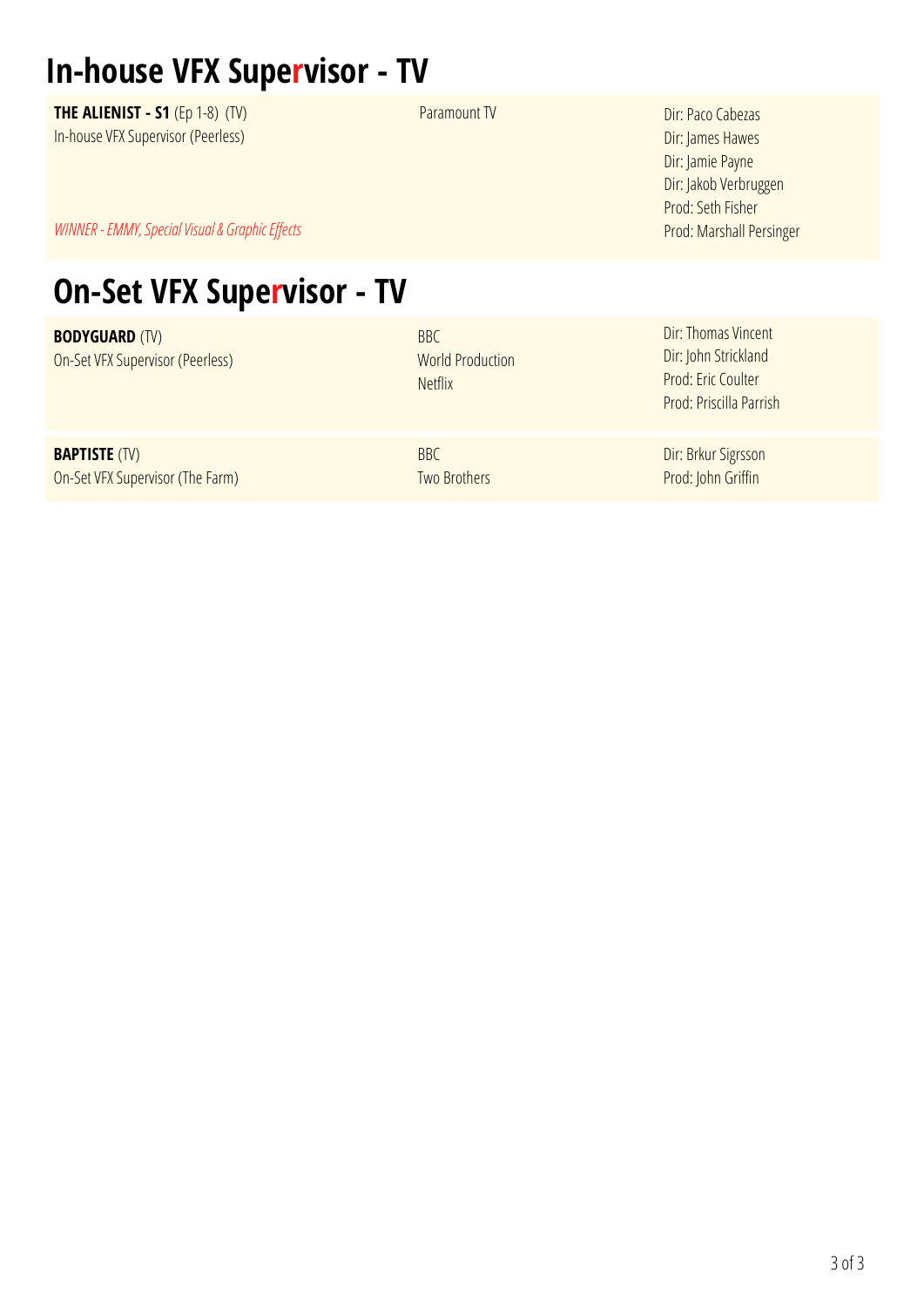# In-house VFX Supervisor - TV

| | | |
|---|---|---|
| **THE ALIENIST - S1** (Ep 1-8) (TV)<br>In-house VFX Supervisor (Peerless)<br><br>*WINNER - EMMY, Special Visual & Graphic Effects* | Paramount TV | Dir: Paco Cabezas<br>Dir: James Hawes<br>Dir: Jamie Payne<br>Dir: Jakob Verbruggen<br>Prod: Seth Fisher<br>Prod: Marshall Persinger |

# On-Set VFX Supervisor - TV

| | | |
|---|---|---|
| **BODYGUARD** (TV)<br>On-Set VFX Supervisor (Peerless) | BBC<br>World Production<br>Netflix | Dir: Thomas Vincent<br>Dir: John Strickland<br>Prod: Eric Coulter<br>Prod: Priscilla Parrish |
| **BAPTISTE** (TV)<br>On-Set VFX Supervisor (The Farm) | BBC<br>Two Brothers | Dir: Brkur Sigrsson<br>Prod: John Griffin |